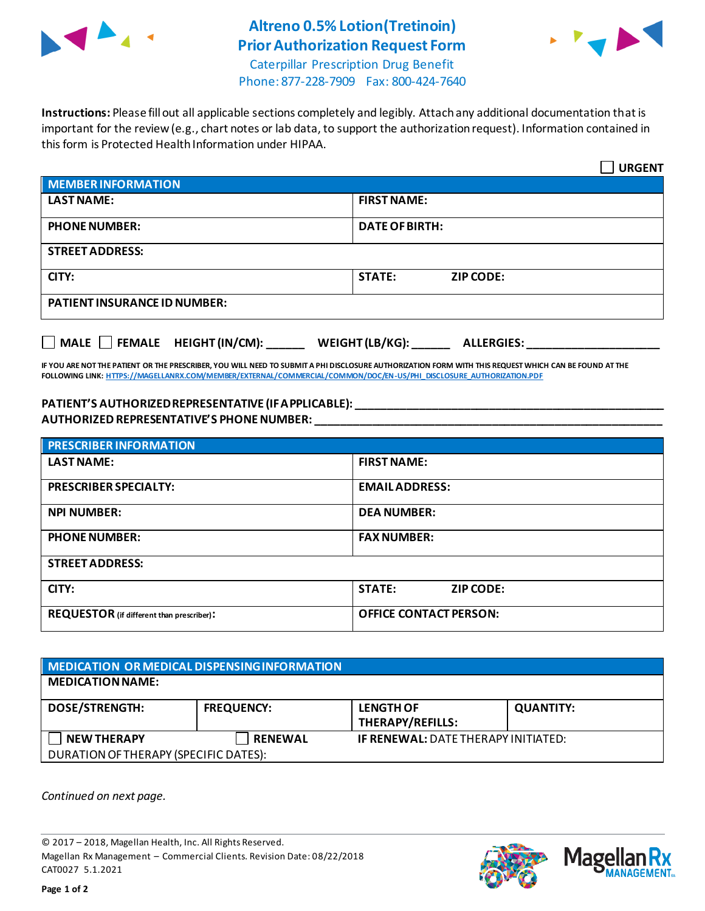# Altreno 0.5% Lotion(Tretinoin) Prior Authorization Request Form

Caterpillar Prescription Drug Benefit
Phone: 877-228-7909 Fax: 800-424-7640

**Instructions:** Please fill out all applicable sections completely and legibly. Attach any additional documentation that is important for the review (e.g., chart notes or lab data, to support the authorization request). Information contained in this form is Protected Health Information under HIPAA.

☐ **URGENT**

| MEMBER INFORMATION | |
|---|---|
| **LAST NAME:** | **FIRST NAME:** |
| **PHONE NUMBER:** | **DATE OF BIRTH:** |
| **STREET ADDRESS:** | |
| **CITY:** | **STATE:** **ZIP CODE:** |
| **PATIENT INSURANCE ID NUMBER:** | |

☐ **MALE** ☐ **FEMALE** **HEIGHT (IN/CM):** ______ **WEIGHT (LB/KG):** ______ **ALLERGIES:** ____________________

**IF YOU ARE NOT THE PATIENT OR THE PRESCRIBER, YOU WILL NEED TO SUBMIT A PHI DISCLOSURE AUTHORIZATION FORM WITH THIS REQUEST WHICH CAN BE FOUND AT THE FOLLOWING LINK:** HTTPS://MAGELLANRX.COM/MEMBER/EXTERNAL/COMMERCIAL/COMMON/DOC/EN-US/PHI_DISCLOSURE_AUTHORIZATION.PDF

**PATIENT'S AUTHORIZED REPRESENTATIVE (IF APPLICABLE):** ____________________________________________
**AUTHORIZED REPRESENTATIVE'S PHONE NUMBER:** ____________________________________________

| PRESCRIBER INFORMATION | |
|---|---|
| **LAST NAME:** | **FIRST NAME:** |
| **PRESCRIBER SPECIALTY:** | **EMAIL ADDRESS:** |
| **NPI NUMBER:** | **DEA NUMBER:** |
| **PHONE NUMBER:** | **FAX NUMBER:** |
| **STREET ADDRESS:** | |
| **CITY:** | **STATE:** **ZIP CODE:** |
| **REQUESTOR** (if different than prescriber)**:** | **OFFICE CONTACT PERSON:** |

| MEDICATION OR MEDICAL DISPENSING INFORMATION | | | |
|---|---|---|---|
| **MEDICATION NAME:** | | | |
| **DOSE/STRENGTH:** | **FREQUENCY:** | **LENGTH OF THERAPY/REFILLS:** | **QUANTITY:** |
| ☐ **NEW THERAPY** | ☐ **RENEWAL** | **IF RENEWAL:** DATE THERAPY INITIATED: | |
| DURATION OF THERAPY (SPECIFIC DATES): | | | |

*Continued on next page.*

© 2017 – 2018, Magellan Health, Inc. All Rights Reserved.
Magellan Rx Management – Commercial Clients. Revision Date: 08/22/2018
CAT0027 5.1.2021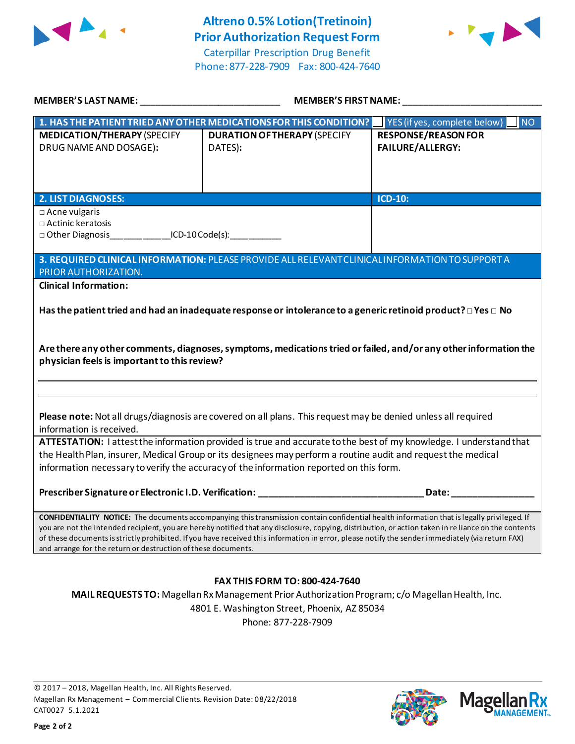# Altreno 0.5% Lotion(Tretinoin) Prior Authorization Request Form

Caterpillar Prescription Drug Benefit
Phone: 877-228-7909 Fax: 800-424-7640

**MEMBER'S LAST NAME:** ___________________________ **MEMBER'S FIRST NAME:** ___________________________

| **1. HAS THE PATIENT TRIED ANY OTHER MEDICATIONS FOR THIS CONDITION?** | ☐ YES (if yes, complete below) | ☐ NO |
|---|---|---|
| **MEDICATION/THERAPY** (SPECIFY DRUG NAME AND DOSAGE): | **DURATION OF THERAPY** (SPECIFY DATES): | **RESPONSE/REASON FOR FAILURE/ALLERGY:** |
| | | |

| **2. LIST DIAGNOSES:** | **ICD-10:** |
|---|---|
| □ Acne vulgaris<br>□ Actinic keratosis<br>□ Other Diagnosis____________ICD-10 Code(s):__________ | |

**3. REQUIRED CLINICAL INFORMATION:** PLEASE PROVIDE ALL RELEVANT CLINICAL INFORMATION TO SUPPORT A PRIOR AUTHORIZATION.

**Clinical Information:**

**Has the patient tried and had an inadequate response or intolerance to a generic retinoid product?** □ **Yes** □ **No**

**Are there any other comments, diagnoses, symptoms, medications tried or failed, and/or any other information the physician feels is important to this review?**

_______________________________________________________________________________

_______________________________________________________________________________

**Please note:** Not all drugs/diagnosis are covered on all plans. This request may be denied unless all required information is received.

**ATTESTATION:** I attest the information provided is true and accurate to the best of my knowledge. I understand that the Health Plan, insurer, Medical Group or its designees may perform a routine audit and request the medical information necessary to verify the accuracy of the information reported on this form.

**Prescriber Signature or Electronic I.D. Verification:** ________________________________ **Date:** _______________

**CONFIDENTIALITY NOTICE:** The documents accompanying this transmission contain confidential health information that is legally privileged. If you are not the intended recipient, you are hereby notified that any disclosure, copying, distribution, or action taken in reliance on the contents of these documents is strictly prohibited. If you have received this information in error, please notify the sender immediately (via return FAX) and arrange for the return or destruction of these documents.

**FAX THIS FORM TO: 800-424-7640**

**MAIL REQUESTS TO:** Magellan Rx Management Prior Authorization Program; c/o Magellan Health, Inc.
4801 E. Washington Street, Phoenix, AZ 85034
Phone: 877-228-7909

© 2017 – 2018, Magellan Health, Inc. All Rights Reserved.
Magellan Rx Management – Commercial Clients. Revision Date: 08/22/2018
CAT0027 5.1.2021